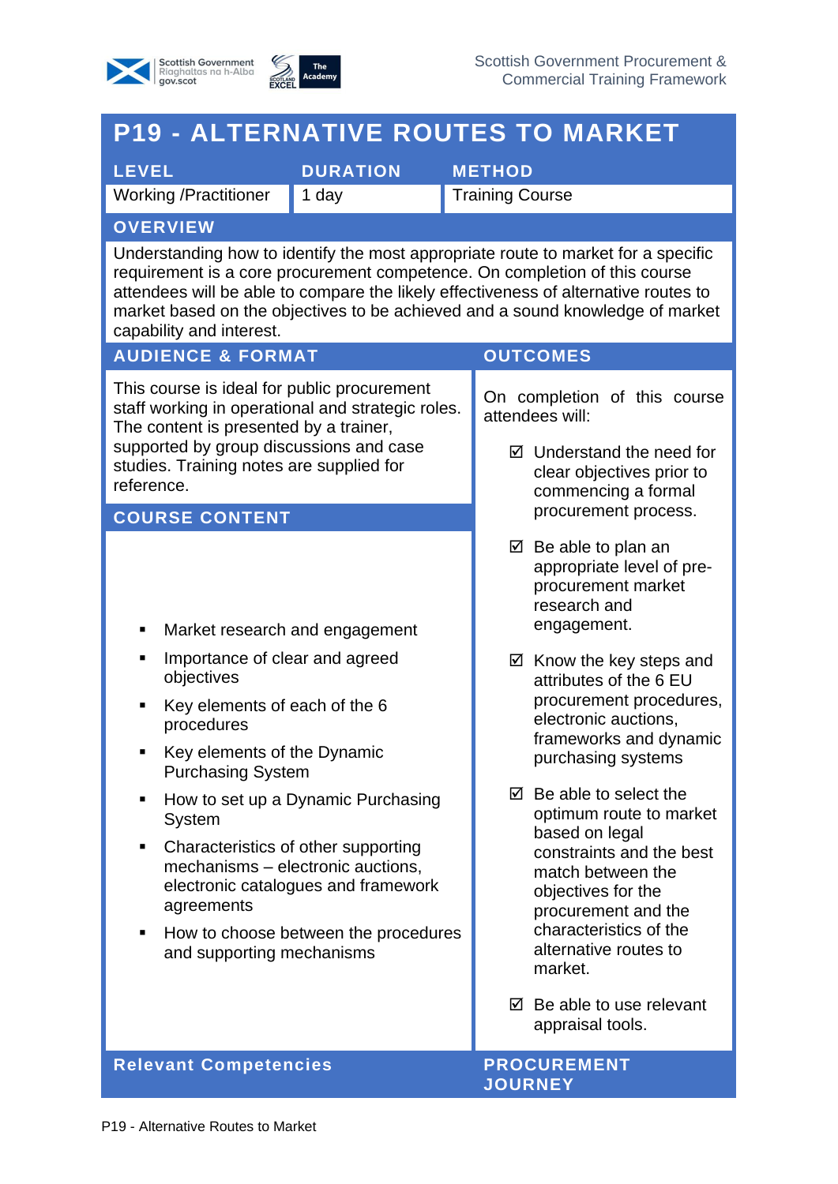# P19 - ALTERNATIVE ROUTES TO MARKET

| LEVEL | DURATION | METHOD |
| --- | --- | --- |
| Working /Practitioner | 1 day | Training Course |

## OVERVIEW

Understanding how to identify the most appropriate route to market for a specific requirement is a core procurement competence. On completion of this course attendees will be able to compare the likely effectiveness of alternative routes to market based on the objectives to be achieved and a sound knowledge of market capability and interest.

## AUDIENCE & FORMAT

This course is ideal for public procurement staff working in operational and strategic roles. The content is presented by a trainer, supported by group discussions and case studies. Training notes are supplied for reference.

## COURSE CONTENT

- Market research and engagement
- Importance of clear and agreed objectives
- Key elements of each of the 6 procedures
- Key elements of the Dynamic Purchasing System
- How to set up a Dynamic Purchasing System
- Characteristics of other supporting mechanisms – electronic auctions, electronic catalogues and framework agreements
- How to choose between the procedures and supporting mechanisms

## OUTCOMES

On completion of this course attendees will:

- ☑ Understand the need for clear objectives prior to commencing a formal procurement process.
- ☑ Be able to plan an appropriate level of pre-procurement market research and engagement.
- ☑ Know the key steps and attributes of the 6 EU procurement procedures, electronic auctions, frameworks and dynamic purchasing systems
- ☑ Be able to select the optimum route to market based on legal constraints and the best match between the objectives for the procurement and the characteristics of the alternative routes to market.
- ☑ Be able to use relevant appraisal tools.

## Relevant Competencies

## PROCUREMENT JOURNEY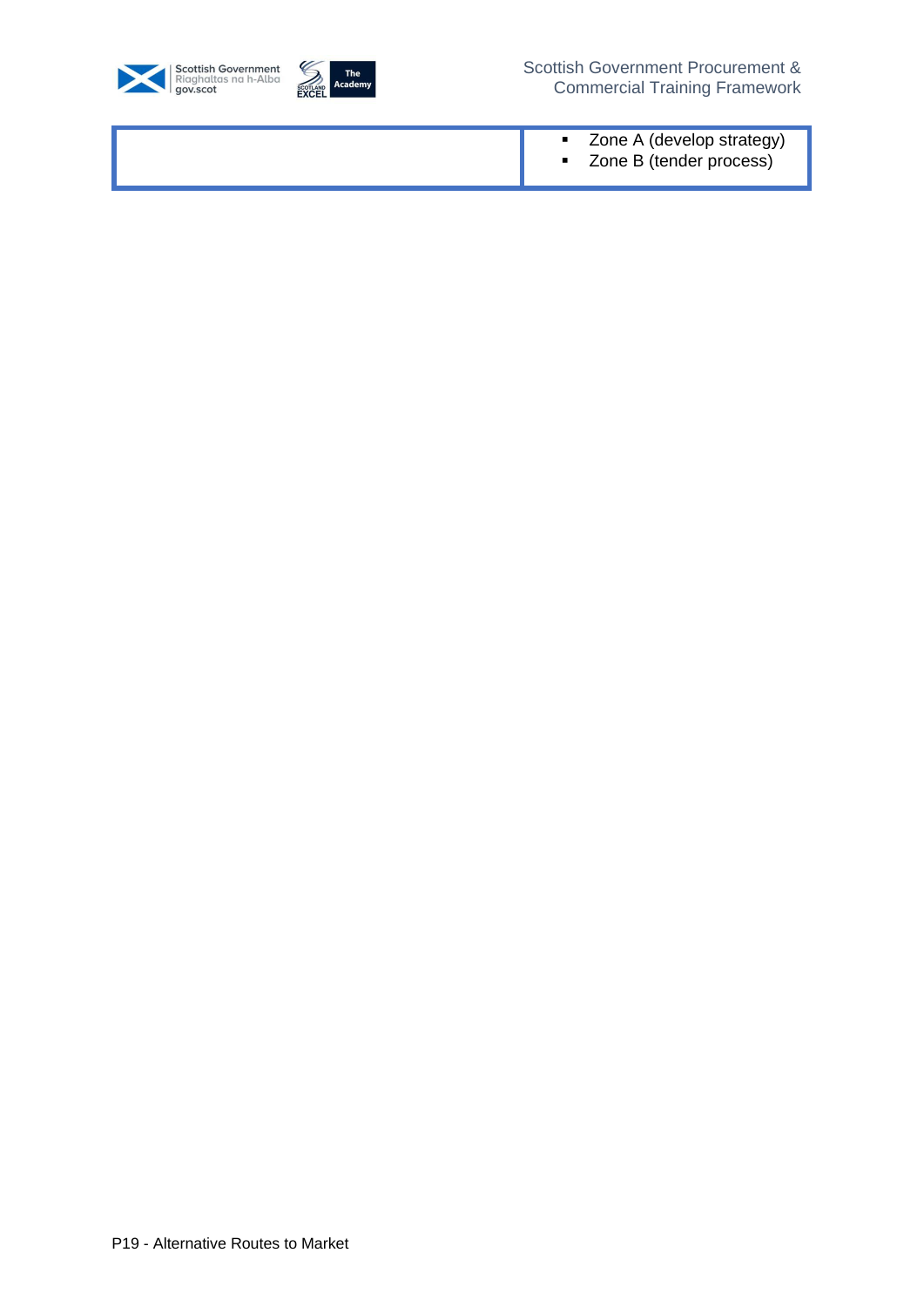| | |
|---|---|
| | - Zone A (develop strategy)<br>- Zone B (tender process) |